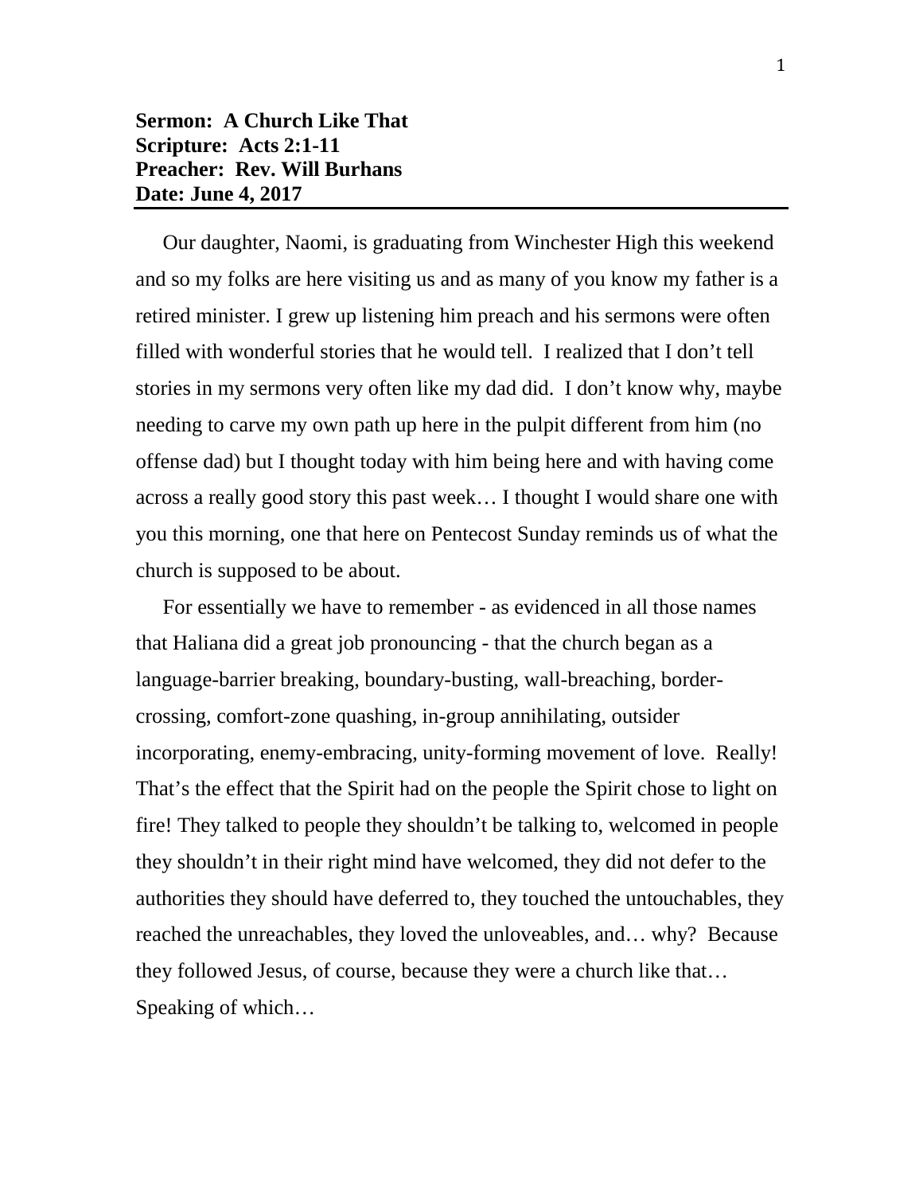**Sermon: A Church Like That**
**Scripture: Acts 2:1-11**
**Preacher: Rev. Will Burhans**
**Date: June 4, 2017**

---

Our daughter, Naomi, is graduating from Winchester High this weekend and so my folks are here visiting us and as many of you know my father is a retired minister. I grew up listening him preach and his sermons were often filled with wonderful stories that he would tell. I realized that I don't tell stories in my sermons very often like my dad did. I don't know why, maybe needing to carve my own path up here in the pulpit different from him (no offense dad) but I thought today with him being here and with having come across a really good story this past week… I thought I would share one with you this morning, one that here on Pentecost Sunday reminds us of what the church is supposed to be about.

For essentially we have to remember - as evidenced in all those names that Haliana did a great job pronouncing - that the church began as a language-barrier breaking, boundary-busting, wall-breaching, border-crossing, comfort-zone quashing, in-group annihilating, outsider incorporating, enemy-embracing, unity-forming movement of love. Really! That's the effect that the Spirit had on the people the Spirit chose to light on fire! They talked to people they shouldn't be talking to, welcomed in people they shouldn't in their right mind have welcomed, they did not defer to the authorities they should have deferred to, they touched the untouchables, they reached the unreachables, they loved the unloveables, and… why? Because they followed Jesus, of course, because they were a church like that… Speaking of which…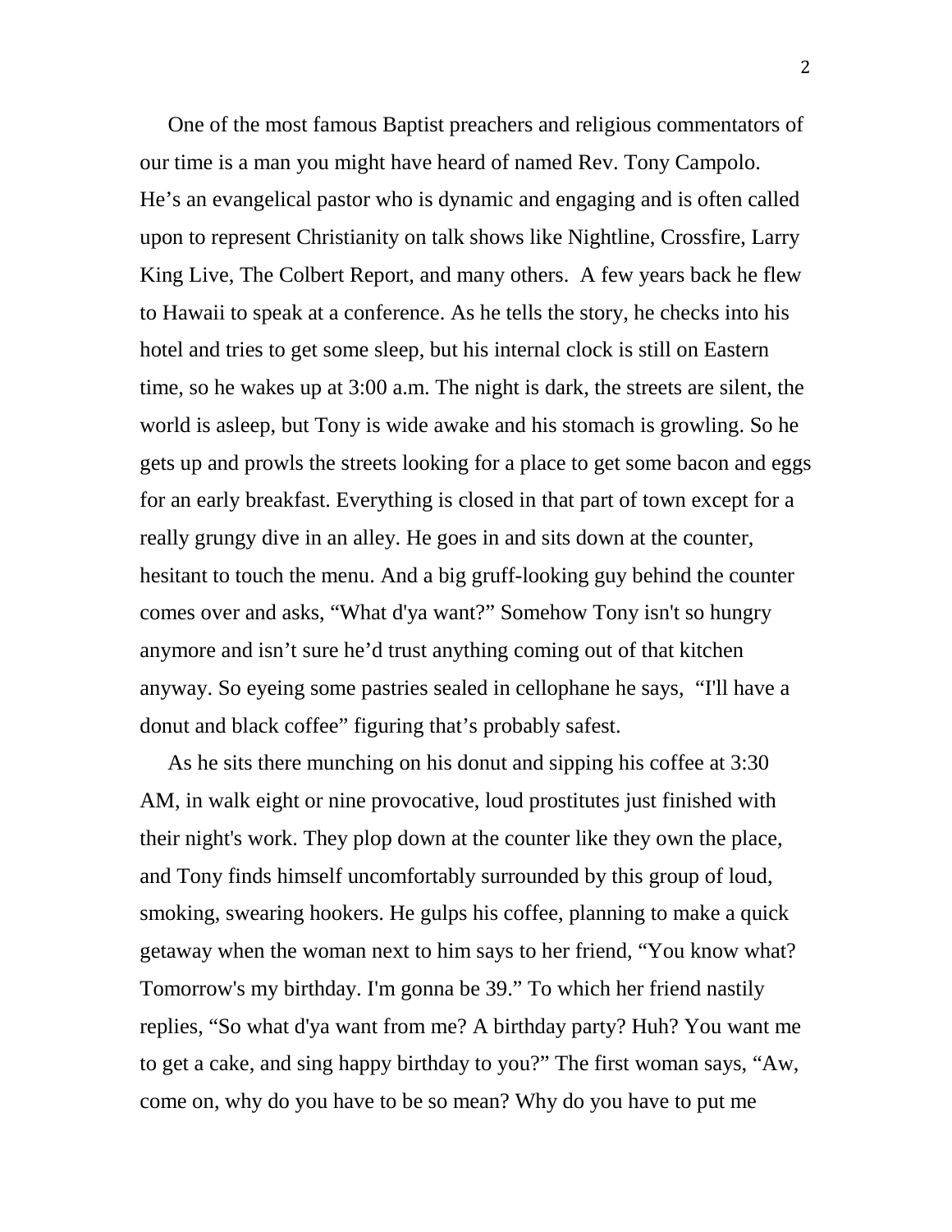One of the most famous Baptist preachers and religious commentators of our time is a man you might have heard of named Rev. Tony Campolo. He's an evangelical pastor who is dynamic and engaging and is often called upon to represent Christianity on talk shows like Nightline, Crossfire, Larry King Live, The Colbert Report, and many others. A few years back he flew to Hawaii to speak at a conference. As he tells the story, he checks into his hotel and tries to get some sleep, but his internal clock is still on Eastern time, so he wakes up at 3:00 a.m. The night is dark, the streets are silent, the world is asleep, but Tony is wide awake and his stomach is growling. So he gets up and prowls the streets looking for a place to get some bacon and eggs for an early breakfast. Everything is closed in that part of town except for a really grungy dive in an alley. He goes in and sits down at the counter, hesitant to touch the menu. And a big gruff-looking guy behind the counter comes over and asks, "What d'ya want?" Somehow Tony isn't so hungry anymore and isn't sure he'd trust anything coming out of that kitchen anyway. So eyeing some pastries sealed in cellophane he says, "I'll have a donut and black coffee" figuring that's probably safest.

As he sits there munching on his donut and sipping his coffee at 3:30 AM, in walk eight or nine provocative, loud prostitutes just finished with their night's work. They plop down at the counter like they own the place, and Tony finds himself uncomfortably surrounded by this group of loud, smoking, swearing hookers. He gulps his coffee, planning to make a quick getaway when the woman next to him says to her friend, "You know what? Tomorrow's my birthday. I'm gonna be 39." To which her friend nastily replies, "So what d'ya want from me? A birthday party? Huh? You want me to get a cake, and sing happy birthday to you?" The first woman says, "Aw, come on, why do you have to be so mean? Why do you have to put me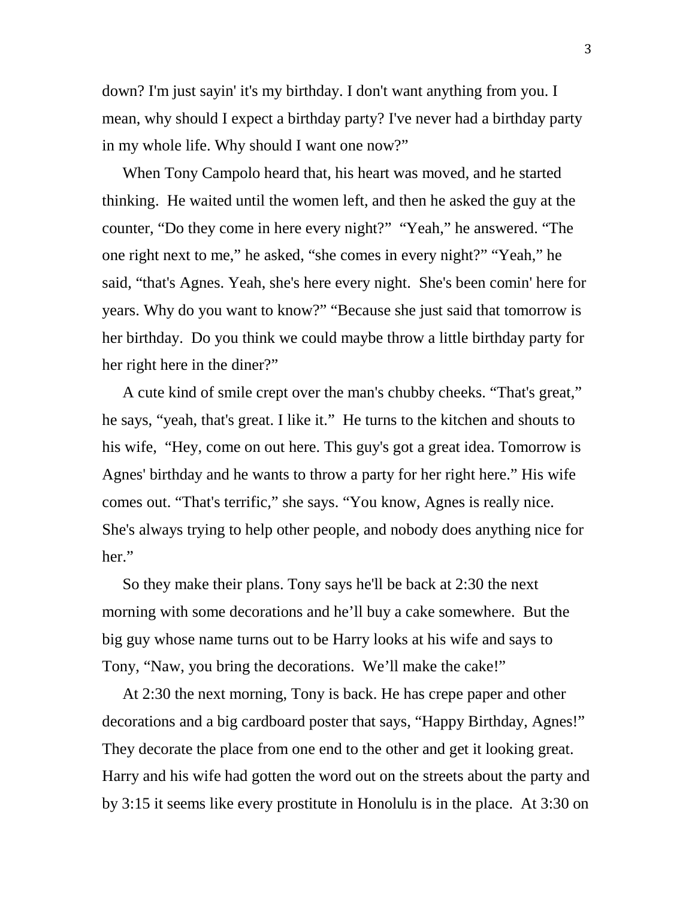down? I'm just sayin' it's my birthday. I don't want anything from you. I mean, why should I expect a birthday party? I've never had a birthday party in my whole life. Why should I want one now?"

When Tony Campolo heard that, his heart was moved, and he started thinking. He waited until the women left, and then he asked the guy at the counter, "Do they come in here every night?" "Yeah," he answered. "The one right next to me," he asked, "she comes in every night?" "Yeah," he said, "that's Agnes. Yeah, she's here every night. She's been comin' here for years. Why do you want to know?" "Because she just said that tomorrow is her birthday. Do you think we could maybe throw a little birthday party for her right here in the diner?"

A cute kind of smile crept over the man's chubby cheeks. "That's great," he says, "yeah, that's great. I like it." He turns to the kitchen and shouts to his wife, "Hey, come on out here. This guy's got a great idea. Tomorrow is Agnes' birthday and he wants to throw a party for her right here." His wife comes out. "That's terrific," she says. "You know, Agnes is really nice. She's always trying to help other people, and nobody does anything nice for her."

So they make their plans. Tony says he'll be back at 2:30 the next morning with some decorations and he'll buy a cake somewhere. But the big guy whose name turns out to be Harry looks at his wife and says to Tony, "Naw, you bring the decorations. We'll make the cake!"

At 2:30 the next morning, Tony is back. He has crepe paper and other decorations and a big cardboard poster that says, "Happy Birthday, Agnes!" They decorate the place from one end to the other and get it looking great. Harry and his wife had gotten the word out on the streets about the party and by 3:15 it seems like every prostitute in Honolulu is in the place. At 3:30 on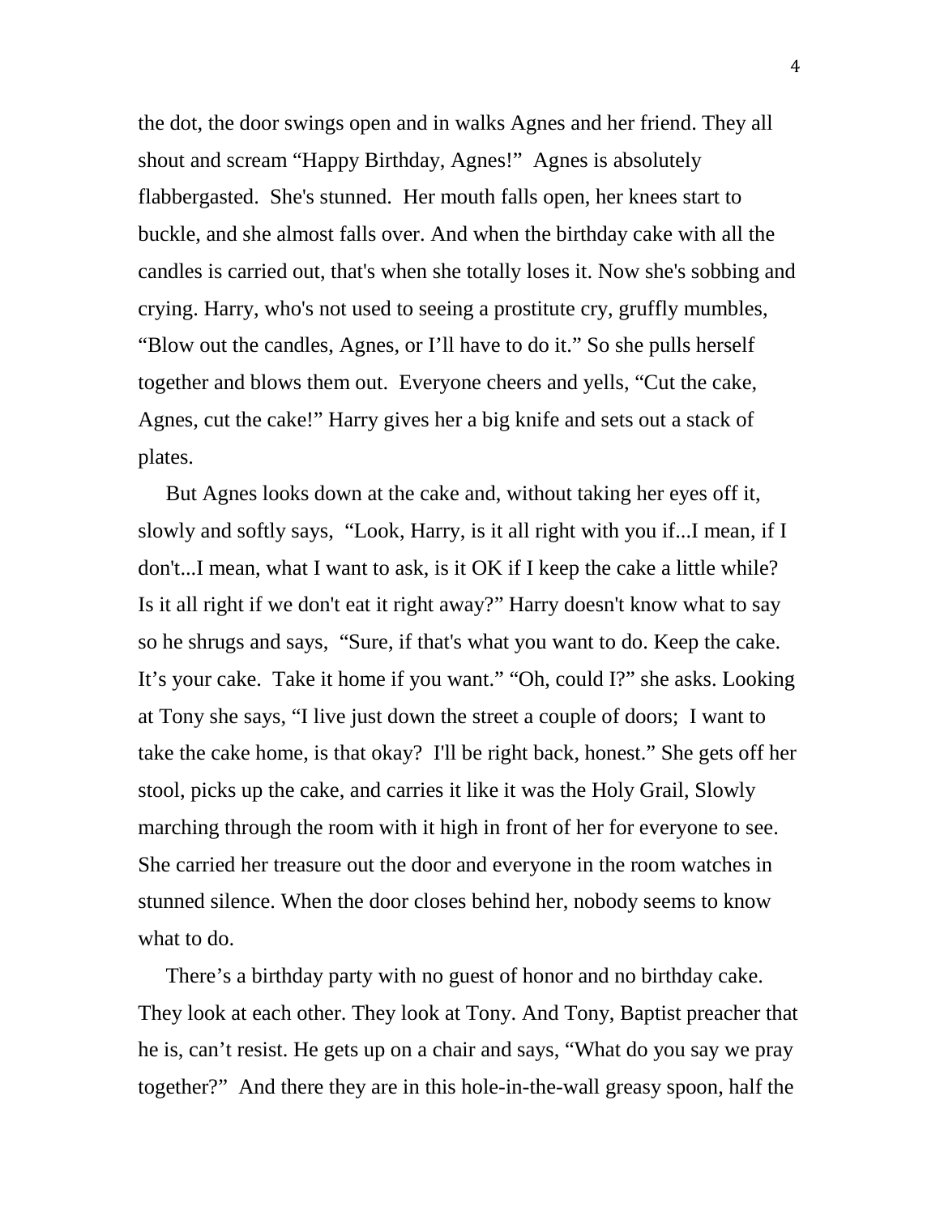the dot, the door swings open and in walks Agnes and her friend. They all shout and scream "Happy Birthday, Agnes!" Agnes is absolutely flabbergasted. She's stunned. Her mouth falls open, her knees start to buckle, and she almost falls over. And when the birthday cake with all the candles is carried out, that's when she totally loses it. Now she's sobbing and crying. Harry, who's not used to seeing a prostitute cry, gruffly mumbles, "Blow out the candles, Agnes, or I'll have to do it." So she pulls herself together and blows them out. Everyone cheers and yells, "Cut the cake, Agnes, cut the cake!" Harry gives her a big knife and sets out a stack of plates.

But Agnes looks down at the cake and, without taking her eyes off it, slowly and softly says, "Look, Harry, is it all right with you if...I mean, if I don't...I mean, what I want to ask, is it OK if I keep the cake a little while? Is it all right if we don't eat it right away?" Harry doesn't know what to say so he shrugs and says, "Sure, if that's what you want to do. Keep the cake. It's your cake. Take it home if you want." "Oh, could I?" she asks. Looking at Tony she says, "I live just down the street a couple of doors; I want to take the cake home, is that okay? I'll be right back, honest." She gets off her stool, picks up the cake, and carries it like it was the Holy Grail, Slowly marching through the room with it high in front of her for everyone to see. She carried her treasure out the door and everyone in the room watches in stunned silence. When the door closes behind her, nobody seems to know what to do.

There's a birthday party with no guest of honor and no birthday cake. They look at each other. They look at Tony. And Tony, Baptist preacher that he is, can't resist. He gets up on a chair and says, "What do you say we pray together?" And there they are in this hole-in-the-wall greasy spoon, half the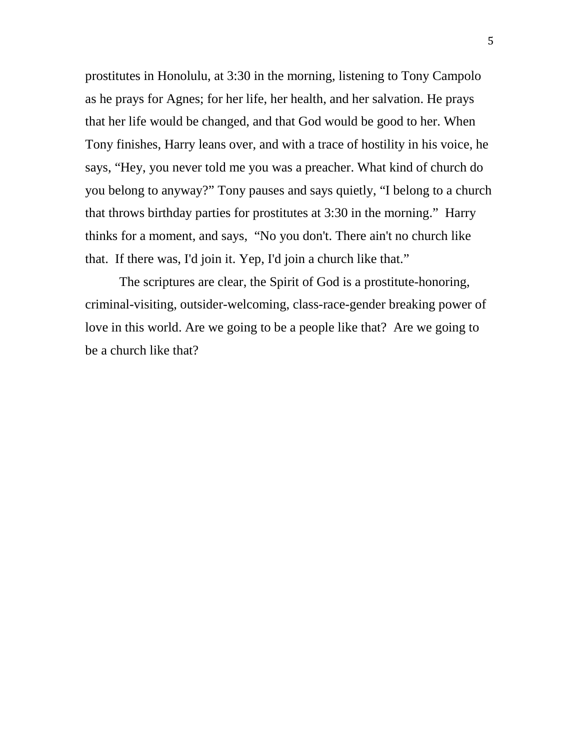prostitutes in Honolulu, at 3:30 in the morning, listening to Tony Campolo as he prays for Agnes; for her life, her health, and her salvation. He prays that her life would be changed, and that God would be good to her. When Tony finishes, Harry leans over, and with a trace of hostility in his voice, he says, "Hey, you never told me you was a preacher. What kind of church do you belong to anyway?" Tony pauses and says quietly, "I belong to a church that throws birthday parties for prostitutes at 3:30 in the morning." Harry thinks for a moment, and says, "No you don't. There ain't no church like that. If there was, I'd join it. Yep, I'd join a church like that."

The scriptures are clear, the Spirit of God is a prostitute-honoring, criminal-visiting, outsider-welcoming, class-race-gender breaking power of love in this world. Are we going to be a people like that? Are we going to be a church like that?